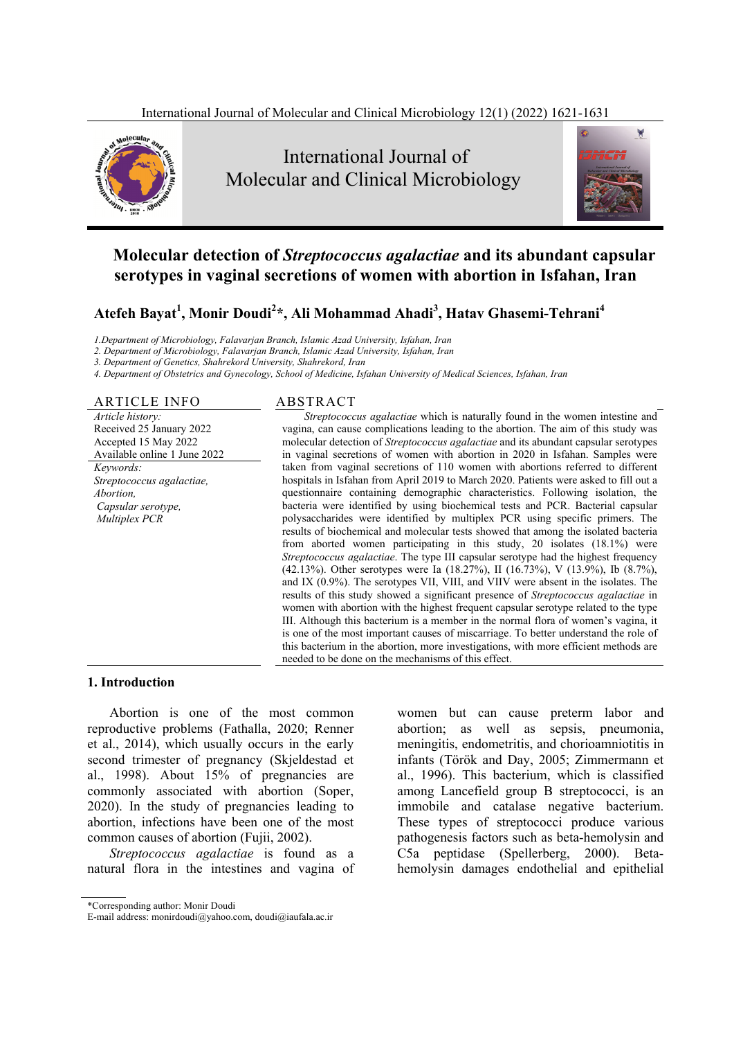# Molecular detection of *Streptococcus agalactiae* and its abundant capsular serotypes in vaginal secretions of women with abortion in Isfahan, Iran

**Atefeh Bayat[1], Monir Doudi[2]*, Ali Mohammad Ahadi[3], Hatav Ghasemi-Tehrani[4]**

*1.Department of Microbiology, Falavarjan Branch, Islamic Azad University, Isfahan, Iran*
*2. Department of Microbiology, Falavarjan Branch, Islamic Azad University, Isfahan, Iran*
*3. Department of Genetics, Shahrekord University, Shahrekord, Iran*
*4. Department of Obstetrics and Gynecology, School of Medicine, Isfahan University of Medical Sciences, Isfahan, Iran*

## ARTICLE INFO

*Article history:*
Received 25 January 2022
Accepted 15 May 2022
Available online 1 June 2022

*Keywords:*
*Streptococcus agalactiae,*
*Abortion,*
*Capsular serotype,*
*Multiplex PCR*

## ABSTRACT

*Streptococcus agalactiae* which is naturally found in the women intestine and vagina, can cause complications leading to the abortion. The aim of this study was molecular detection of *Streptococcus agalactiae* and its abundant capsular serotypes in vaginal secretions of women with abortion in 2020 in Isfahan. Samples were taken from vaginal secretions of 110 women with abortions referred to different hospitals in Isfahan from April 2019 to March 2020. Patients were asked to fill out a questionnaire containing demographic characteristics. Following isolation, the bacteria were identified by using biochemical tests and PCR. Bacterial capsular polysaccharides were identified by multiplex PCR using specific primers. The results of biochemical and molecular tests showed that among the isolated bacteria from aborted women participating in this study, 20 isolates (18.1%) were *Streptococcus agalactiae*. The type III capsular serotype had the highest frequency (42.13%). Other serotypes were Ia (18.27%), II (16.73%), V (13.9%), Ib (8.7%), and IX (0.9%). The serotypes VII, VIII, and VIIV were absent in the isolates. The results of this study showed a significant presence of *Streptococcus agalactiae* in women with abortion with the highest frequent capsular serotype related to the type III. Although this bacterium is a member in the normal flora of women's vagina, it is one of the most important causes of miscarriage. To better understand the role of this bacterium in the abortion, more investigations, with more efficient methods are needed to be done on the mechanisms of this effect.

## 1. Introduction

Abortion is one of the most common reproductive problems (Fathalla, 2020; Renner et al., 2014), which usually occurs in the early second trimester of pregnancy (Skjeldestad et al., 1998). About 15% of pregnancies are commonly associated with abortion (Soper, 2020). In the study of pregnancies leading to abortion, infections have been one of the most common causes of abortion (Fujii, 2002).

*Streptococcus agalactiae* is found as a natural flora in the intestines and vagina of women but can cause preterm labor and abortion; as well as sepsis, pneumonia, meningitis, endometritis, and chorioamniotitis in infants (Török and Day, 2005; Zimmermann et al., 1996). This bacterium, which is classified among Lancefield group B streptococci, is an immobile and catalase negative bacterium. These types of streptococci produce various pathogenesis factors such as beta-hemolysin and C5a peptidase (Spellerberg, 2000). Beta-hemolysin damages endothelial and epithelial

*Corresponding author: Monir Doudi
E-mail address: monirdoudi@yahoo.com, doudi@iaufala.ac.ir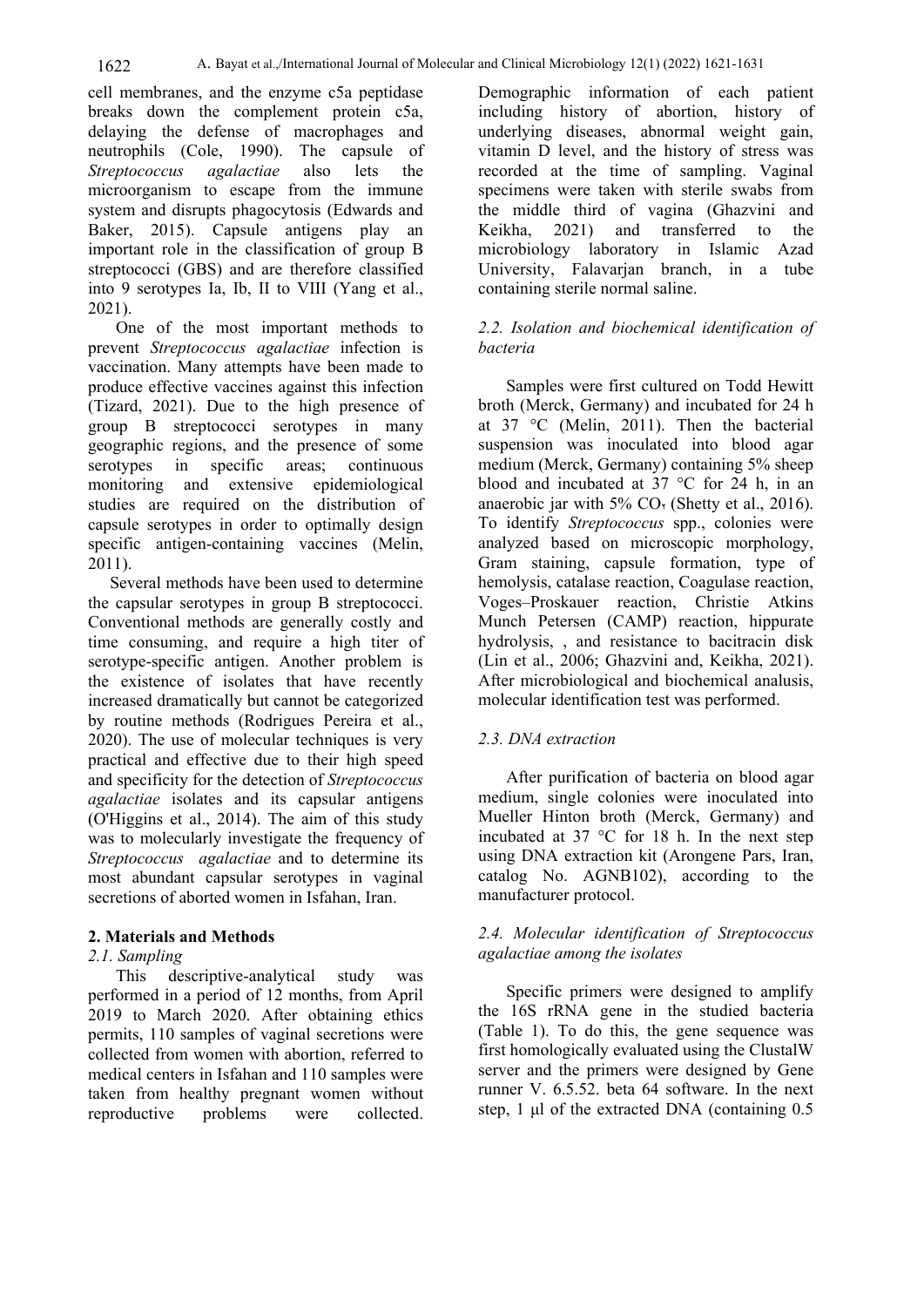cell membranes, and the enzyme c5a peptidase breaks down the complement protein c5a, delaying the defense of macrophages and neutrophils (Cole, 1990). The capsule of *Streptococcus agalactiae* also lets the microorganism to escape from the immune system and disrupts phagocytosis (Edwards and Baker, 2015). Capsule antigens play an important role in the classification of group B streptococci (GBS) and are therefore classified into 9 serotypes Ia, Ib, II to VIII (Yang et al., 2021).

One of the most important methods to prevent *Streptococcus agalactiae* infection is vaccination. Many attempts have been made to produce effective vaccines against this infection (Tizard, 2021). Due to the high presence of group B streptococci serotypes in many geographic regions, and the presence of some serotypes in specific areas; continuous monitoring and extensive epidemiological studies are required on the distribution of capsule serotypes in order to optimally design specific antigen-containing vaccines (Melin, 2011).

Several methods have been used to determine the capsular serotypes in group B streptococci. Conventional methods are generally costly and time consuming, and require a high titer of serotype-specific antigen. Another problem is the existence of isolates that have recently increased dramatically but cannot be categorized by routine methods (Rodrigues Pereira et al., 2020). The use of molecular techniques is very practical and effective due to their high speed and specificity for the detection of *Streptococcus agalactiae* isolates and its capsular antigens (O'Higgins et al., 2014). The aim of this study was to molecularly investigate the frequency of *Streptococcus agalactiae* and to determine its most abundant capsular serotypes in vaginal secretions of aborted women in Isfahan, Iran.

## 2. Materials and Methods

### 2.1. Sampling

This descriptive-analytical study was performed in a period of 12 months, from April 2019 to March 2020. After obtaining ethics permits, 110 samples of vaginal secretions were collected from women with abortion, referred to medical centers in Isfahan and 110 samples were taken from healthy pregnant women without reproductive problems were collected. Demographic information of each patient including history of abortion, history of underlying diseases, abnormal weight gain, vitamin D level, and the history of stress was recorded at the time of sampling. Vaginal specimens were taken with sterile swabs from the middle third of vagina (Ghazvini and Keikha, 2021) and transferred to the microbiology laboratory in Islamic Azad University, Falavarjan branch, in a tube containing sterile normal saline.

### 2.2. Isolation and biochemical identification of bacteria

Samples were first cultured on Todd Hewitt broth (Merck, Germany) and incubated for 24 h at 37 °C (Melin, 2011). Then the bacterial suspension was inoculated into blood agar medium (Merck, Germany) containing 5% sheep blood and incubated at 37 °C for 24 h, in an anaerobic jar with 5% $CO_2$ (Shetty et al., 2016). To identify *Streptococcus* spp., colonies were analyzed based on microscopic morphology, Gram staining, capsule formation, type of hemolysis, catalase reaction, Coagulase reaction, Voges–Proskauer reaction, Christie Atkins Munch Petersen (CAMP) reaction, hippurate hydrolysis, , and resistance to bacitracin disk (Lin et al., 2006; Ghazvini and, Keikha, 2021). After microbiological and biochemical analusis, molecular identification test was performed.

### 2.3. DNA extraction

After purification of bacteria on blood agar medium, single colonies were inoculated into Mueller Hinton broth (Merck, Germany) and incubated at 37 °C for 18 h. In the next step using DNA extraction kit (Arongene Pars, Iran, catalog No. AGNB102), according to the manufacturer protocol.

### 2.4. Molecular identification of Streptococcus agalactiae among the isolates

Specific primers were designed to amplify the 16S rRNA gene in the studied bacteria (Table 1). To do this, the gene sequence was first homologically evaluated using the ClustalW server and the primers were designed by Gene runner V. 6.5.52. beta 64 software. In the next step, 1 μl of the extracted DNA (containing 0.5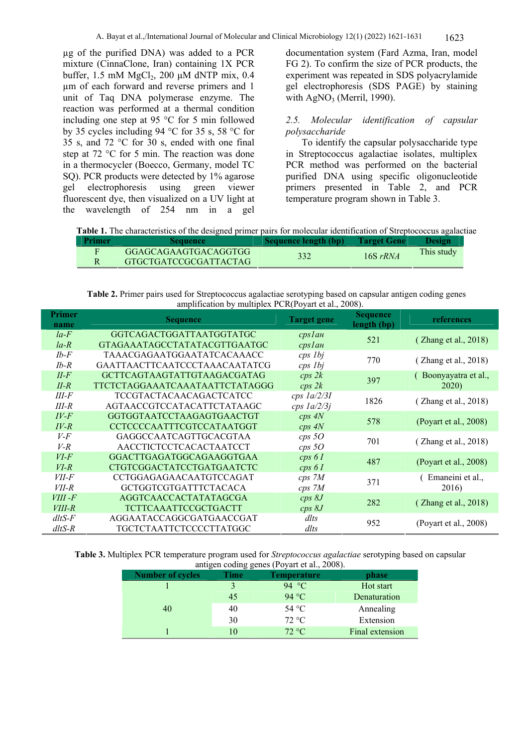μg of the purified DNA) was added to a PCR mixture (CinnaClone, Iran) containing 1X PCR buffer, 1.5 mM $MgCl_2$, 200 μM dNTP mix, 0.4 μm of each forward and reverse primers and 1 unit of Taq DNA polymerase enzyme. The reaction was performed at a thermal condition including one step at 95 °C for 5 min followed by 35 cycles including 94 °C for 35 s, 58 °C for 35 s, and 72 °C for 30 s, ended with one final step at 72 °C for 5 min. The reaction was done in a thermocycler (Boecco, Germany, model TC SQ). PCR products were detected by 1% agarose gel electrophoresis using green viewer fluorescent dye, then visualized on a UV light at the wavelength of 254 nm in a gel documentation system (Fard Azma, Iran, model FG 2). To confirm the size of PCR products, the experiment was repeated in SDS polyacrylamide gel electrophoresis (SDS PAGE) by staining with $AgNO_3$ (Merril, 1990).

### *2.5. Molecular identification of capsular polysaccharide*

To identify the capsular polysaccharide type in Streptococcus agalactiae isolates, multiplex PCR method was performed on the bacterial purified DNA using specific oligonucleotide primers presented in Table 2, and PCR temperature program shown in Table 3.

**Table 1.** The characteristics of the designed primer pairs for molecular identification of Streptococcus agalactiae

| Primer | Sequence | Sequence length (bp) | Target Gene | Design |
|---|---|---|---|---|
| F | GGAGCAGAAGTGACAGGTGG | 332 | 16S *rRNA* | This study |
| R | GTGCTGATCCGCGATTACTAG | | | |

**Table 2.** Primer pairs used for Streptococcus agalactiae serotyping based on capsular antigen coding genes amplification by multiplex PCR(Poyart et al., 2008).

| Primer name | Sequence | Target gene | Sequence length (bp) | references |
|---|---|---|---|---|
| *Ia-F* | GGTCAGACTGGATTAATGGTATGC | *cps1aH* | 521 | ( Zhang et al., 2018) |
| *Ia-R* | GTAGAAATAGCCTATATACGTTGAATGC | *cps1aH* | | |
| *Ib-F* | TAAACGAGAATGGAATATCACAAACC | *cps 1bj* | 770 | ( Zhang et al., 2018) |
| *Ib-R* | GAATTAACTTCAATCCCTAAACAATATCG | *cps 1bj* | | |
| *II-F* | GCTTCAGTAAGTATTGTAAGACGATAG | *cps 2k* | 397 | ( Boonyayatra et al., 2020) |
| *II-R* | TTCTCTAGGAAATCAAATAATTCTATAGGG | *cps 2k* | | |
| *III-F* | TCCGTACTACAACAGACTCATCC | *cps 1a/2/3I* | 1826 | ( Zhang et al., 2018) |
| *III-R* | AGTAACCGTCCATACATTCTATAAGC | *cps 1a/2/3j* | | |
| *IV-F* | GGTGGTAATCCTAAGAGTGAACTGT | *cps 4N* | 578 | (Poyart et al., 2008) |
| *IV-R* | CCTCCCCAATTTCGTCCATAATGGT | *cps 4N* | | |
| *V-F* | GAGGCCAATCAGTTGCACGTAA | *cps 5O* | 701 | ( Zhang et al., 2018) |
| *V-R* | AACCTCTCCTCACACTAATCCT | *cps 5O* | | |
| *VI-F* | GGACTTGAGATGGCAGAAGGTGAA | *cps 6 I* | 487 | (Poyart et al., 2008) |
| *VI-R* | CTGTCGGACTATCCTGATGAATCTC | *cps 6 I* | | |
| *VII-F* | CCTGGAGAGAACAATGTCCAGAT | *cps 7M* | 371 | ( Emaneini et al., 2016) |
| *VII-R* | GCTGGTCGTGATTTCTACACA | *cps 7M* | | |
| *VIII -F* | AGGTCAACCACTATATAGCGA | *cps 8J* | 282 | ( Zhang et al., 2018) |
| *VIII-R* | TCTTCAAATTCCGCTGACTT | *cps 8J* | | |
| *dltS-F* | AGGAATACCAGGCGATGAACCGAT | *dlts* | 952 | (Poyart et al., 2008) |
| *dltS-R* | TGCTCTAATTCTCCCCTTATGGC | *dlts* | | |

**Table 3.** Multiplex PCR temperature program used for *Streptococcus agalactiae* serotyping based on capsular antigen coding genes (Poyart et al., 2008).

| Number of cycles | Time | Temperature | phase |
|---|---|---|---|
| 1 | 3 | 94 °C | Hot start |
| 40 | 45 | 94 °C | Denaturation |
| | 40 | 54 °C | Annealing |
| | 30 | 72 °C | Extension |
| 1 | 10 | 72 °C | Final extension |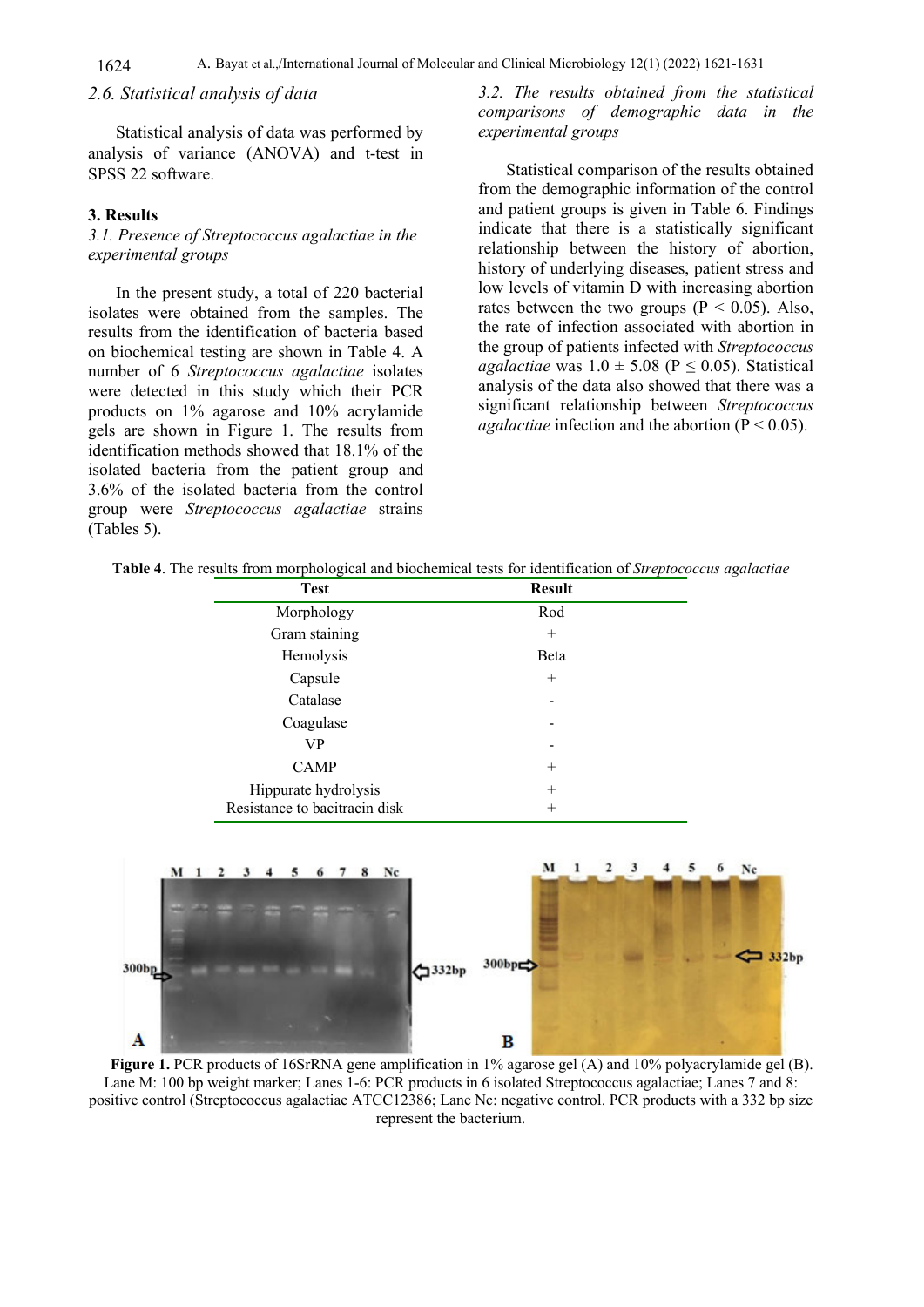### 2.6. Statistical analysis of data

Statistical analysis of data was performed by analysis of variance (ANOVA) and t-test in SPSS 22 software.

## 3. Results

### 3.1. Presence of *Streptococcus agalactiae* in the experimental groups

In the present study, a total of 220 bacterial isolates were obtained from the samples. The results from the identification of bacteria based on biochemical testing are shown in Table 4. A number of 6 *Streptococcus agalactiae* isolates were detected in this study which their PCR products on 1% agarose and 10% acrylamide gels are shown in Figure 1. The results from identification methods showed that 18.1% of the isolated bacteria from the patient group and 3.6% of the isolated bacteria from the control group were *Streptococcus agalactiae* strains (Tables 5).

### 3.2. The results obtained from the statistical comparisons of demographic data in the experimental groups

Statistical comparison of the results obtained from the demographic information of the control and patient groups is given in Table 6. Findings indicate that there is a statistically significant relationship between the history of abortion, history of underlying diseases, patient stress and low levels of vitamin D with increasing abortion rates between the two groups ($P < 0.05$). Also, the rate of infection associated with abortion in the group of patients infected with *Streptococcus agalactiae* was $1.0 \pm 5.08$ ($P \leq 0.05$). Statistical analysis of the data also showed that there was a significant relationship between *Streptococcus agalactiae* infection and the abortion ($P < 0.05$).

**Table 4**. The results from morphological and biochemical tests for identification of *Streptococcus agalactiae*

| Test | Result |
|---|---|
| Morphology | Rod |
| Gram staining | + |
| Hemolysis | Beta |
| Capsule | + |
| Catalase | - |
| Coagulase | - |
| VP | - |
| CAMP | + |
| Hippurate hydrolysis | + |
| Resistance to bacitracin disk | + |

**Figure 1.** PCR products of 16SrRNA gene amplification in 1% agarose gel (A) and 10% polyacrylamide gel (B). Lane M: 100 bp weight marker; Lanes 1-6: PCR products in 6 isolated Streptococcus agalactiae; Lanes 7 and 8: positive control (Streptococcus agalactiae ATCC12386; Lane Nc: negative control. PCR products with a 332 bp size represent the bacterium.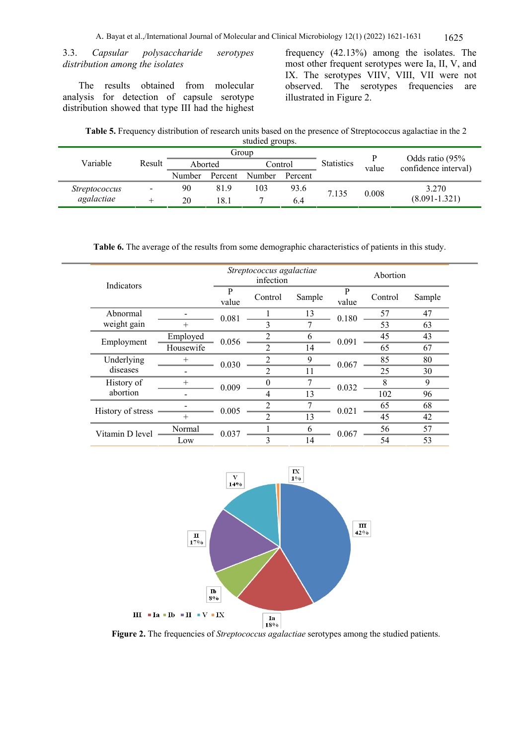### 3.3. *Capsular polysaccharide serotypes distribution among the isolates*

The results obtained from molecular analysis for detection of capsule serotype distribution showed that type III had the highest frequency (42.13%) among the isolates. The most other frequent serotypes were Ia, II, V, and IX. The serotypes VIIV, VIII, VII were not observed. The serotypes frequencies are illustrated in Figure 2.

**Table 5.** Frequency distribution of research units based on the presence of Streptococcus agalactiae in the 2 studied groups.

| Variable | Result | Group | | | | Statistics | P value | Odds ratio (95% confidence interval) |
|---|---|---|---|---|---|---|---|---|
| | | Aborted | | Control | | | | |
| | | Number | Percent | Number | Percent | | | |
| *Streptococcus agalactiae* | - | 90 | 81.9 | 103 | 93.6 | 7.135 | 0.008 | 3.270 (8.091-1.321) |
| | + | 20 | 18.1 | 7 | 6.4 | | | |

**Table 6.** The average of the results from some demographic characteristics of patients in this study.

| Indicators | | *Streptococcus agalactiae* infection | | | Abortion | | |
|---|---|---|---|---|---|---|---|
| | | P value | Control | Sample | P value | Control | Sample |
| Abnormal weight gain | - | 0.081 | 1 | 13 | 0.180 | 57 | 47 |
| | + | | 3 | 7 | | 53 | 63 |
| Employment | Employed | 0.056 | 2 | 6 | 0.091 | 45 | 43 |
| | Housewife | | 2 | 14 | | 65 | 67 |
| Underlying diseases | + | 0.030 | 2 | 9 | 0.067 | 85 | 80 |
| | - | | 2 | 11 | | 25 | 30 |
| History of abortion | + | 0.009 | 0 | 7 | 0.032 | 8 | 9 |
| | - | | 4 | 13 | | 102 | 96 |
| History of stress | - | 0.005 | 2 | 7 | 0.021 | 65 | 68 |
| | + | | 2 | 13 | | 45 | 42 |
| Vitamin D level | Normal | 0.037 | 1 | 6 | 0.067 | 56 | 57 |
| | Low | | 3 | 14 | | 54 | 53 |

**Figure 2.** The frequencies of *Streptococcus agalactiae* serotypes among the studied patients.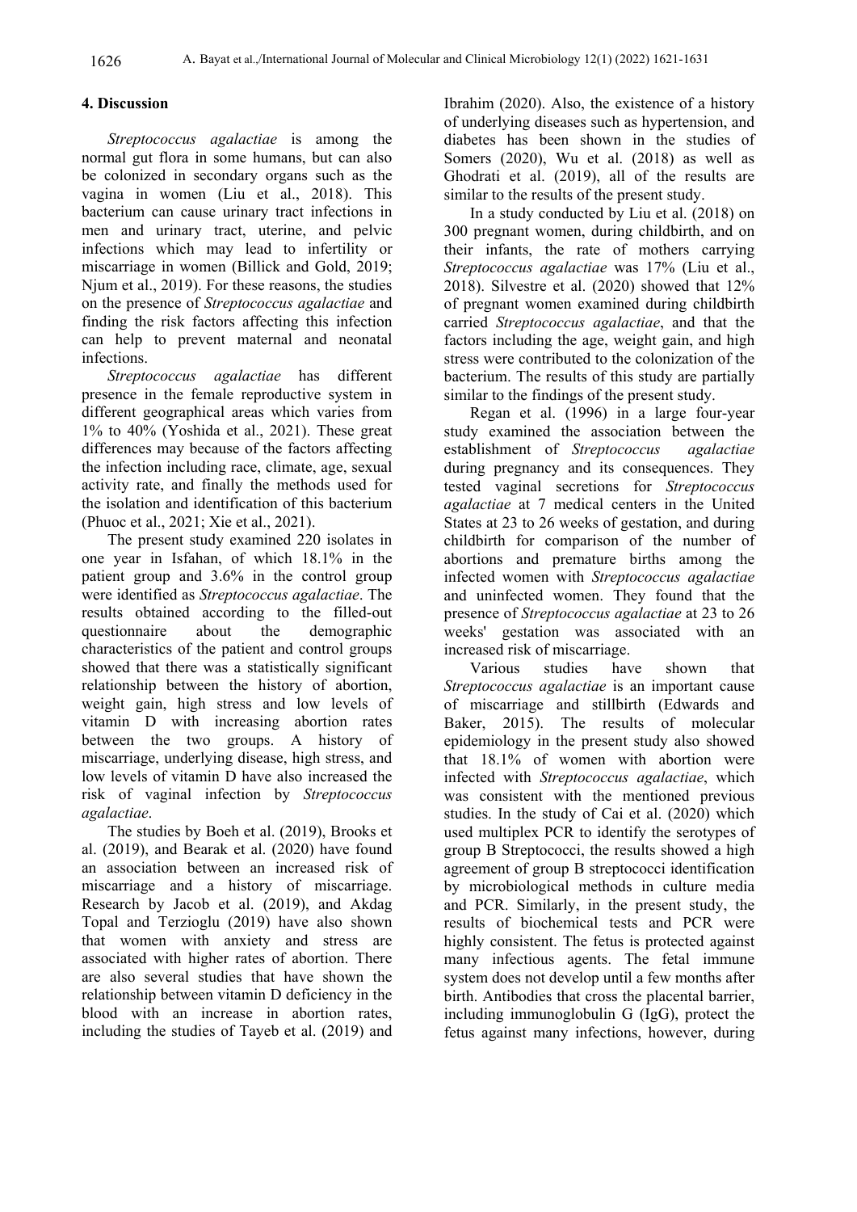## 4. Discussion

*Streptococcus agalactiae* is among the normal gut flora in some humans, but can also be colonized in secondary organs such as the vagina in women (Liu et al., 2018). This bacterium can cause urinary tract infections in men and urinary tract, uterine, and pelvic infections which may lead to infertility or miscarriage in women (Billick and Gold, 2019; Njum et al., 2019). For these reasons, the studies on the presence of *Streptococcus agalactiae* and finding the risk factors affecting this infection can help to prevent maternal and neonatal infections.

*Streptococcus agalactiae* has different presence in the female reproductive system in different geographical areas which varies from 1% to 40% (Yoshida et al., 2021). These great differences may because of the factors affecting the infection including race, climate, age, sexual activity rate, and finally the methods used for the isolation and identification of this bacterium (Phuoc et al., 2021; Xie et al., 2021).

The present study examined 220 isolates in one year in Isfahan, of which 18.1% in the patient group and 3.6% in the control group were identified as *Streptococcus agalactiae*. The results obtained according to the filled-out questionnaire about the demographic characteristics of the patient and control groups showed that there was a statistically significant relationship between the history of abortion, weight gain, high stress and low levels of vitamin D with increasing abortion rates between the two groups. A history of miscarriage, underlying disease, high stress, and low levels of vitamin D have also increased the risk of vaginal infection by *Streptococcus agalactiae*.

The studies by Boeh et al. (2019), Brooks et al. (2019), and Bearak et al. (2020) have found an association between an increased risk of miscarriage and a history of miscarriage. Research by Jacob et al. (2019), and Akdag Topal and Terzioglu (2019) have also shown that women with anxiety and stress are associated with higher rates of abortion. There are also several studies that have shown the relationship between vitamin D deficiency in the blood with an increase in abortion rates, including the studies of Tayeb et al. (2019) and Ibrahim (2020). Also, the existence of a history of underlying diseases such as hypertension, and diabetes has been shown in the studies of Somers (2020), Wu et al. (2018) as well as Ghodrati et al. (2019), all of the results are similar to the results of the present study.

In a study conducted by Liu et al. (2018) on 300 pregnant women, during childbirth, and on their infants, the rate of mothers carrying *Streptococcus agalactiae* was 17% (Liu et al., 2018). Silvestre et al. (2020) showed that 12% of pregnant women examined during childbirth carried *Streptococcus agalactiae*, and that the factors including the age, weight gain, and high stress were contributed to the colonization of the bacterium. The results of this study are partially similar to the findings of the present study.

Regan et al. (1996) in a large four-year study examined the association between the establishment of *Streptococcus agalactiae* during pregnancy and its consequences. They tested vaginal secretions for *Streptococcus agalactiae* at 7 medical centers in the United States at 23 to 26 weeks of gestation, and during childbirth for comparison of the number of abortions and premature births among the infected women with *Streptococcus agalactiae* and uninfected women. They found that the presence of *Streptococcus agalactiae* at 23 to 26 weeks' gestation was associated with an increased risk of miscarriage.

Various studies have shown that *Streptococcus agalactiae* is an important cause of miscarriage and stillbirth (Edwards and Baker, 2015). The results of molecular epidemiology in the present study also showed that 18.1% of women with abortion were infected with *Streptococcus agalactiae*, which was consistent with the mentioned previous studies. In the study of Cai et al. (2020) which used multiplex PCR to identify the serotypes of group B Streptococci, the results showed a high agreement of group B streptococci identification by microbiological methods in culture media and PCR. Similarly, in the present study, the results of biochemical tests and PCR were highly consistent. The fetus is protected against many infectious agents. The fetal immune system does not develop until a few months after birth. Antibodies that cross the placental barrier, including immunoglobulin G (IgG), protect the fetus against many infections, however, during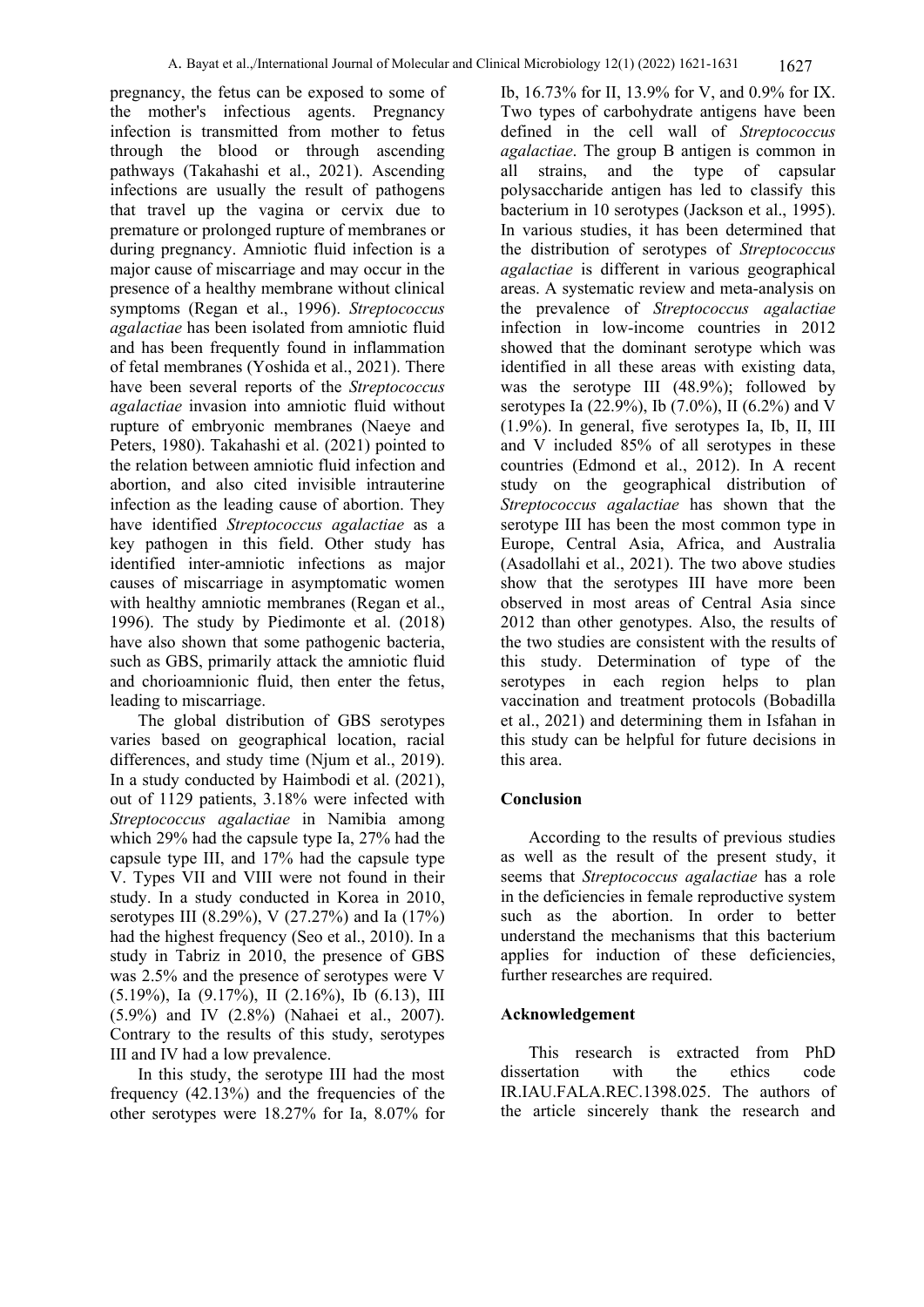pregnancy, the fetus can be exposed to some of the mother's infectious agents. Pregnancy infection is transmitted from mother to fetus through the blood or through ascending pathways (Takahashi et al., 2021). Ascending infections are usually the result of pathogens that travel up the vagina or cervix due to premature or prolonged rupture of membranes or during pregnancy. Amniotic fluid infection is a major cause of miscarriage and may occur in the presence of a healthy membrane without clinical symptoms (Regan et al., 1996). *Streptococcus agalactiae* has been isolated from amniotic fluid and has been frequently found in inflammation of fetal membranes (Yoshida et al., 2021). There have been several reports of the *Streptococcus agalactiae* invasion into amniotic fluid without rupture of embryonic membranes (Naeye and Peters, 1980). Takahashi et al. (2021) pointed to the relation between amniotic fluid infection and abortion, and also cited invisible intrauterine infection as the leading cause of abortion. They have identified *Streptococcus agalactiae* as a key pathogen in this field. Other study has identified inter-amniotic infections as major causes of miscarriage in asymptomatic women with healthy amniotic membranes (Regan et al., 1996). The study by Piedimonte et al. (2018) have also shown that some pathogenic bacteria, such as GBS, primarily attack the amniotic fluid and chorioamnionic fluid, then enter the fetus, leading to miscarriage.

The global distribution of GBS serotypes varies based on geographical location, racial differences, and study time (Njum et al., 2019). In a study conducted by Haimbodi et al. (2021), out of 1129 patients, 3.18% were infected with *Streptococcus agalactiae* in Namibia among which 29% had the capsule type Ia, 27% had the capsule type III, and 17% had the capsule type V. Types VII and VIII were not found in their study. In a study conducted in Korea in 2010, serotypes III (8.29%), V (27.27%) and Ia (17%) had the highest frequency (Seo et al., 2010). In a study in Tabriz in 2010, the presence of GBS was 2.5% and the presence of serotypes were V (5.19%), Ia (9.17%), II (2.16%), Ib (6.13), III (5.9%) and IV (2.8%) (Nahaei et al., 2007). Contrary to the results of this study, serotypes III and IV had a low prevalence.

In this study, the serotype III had the most frequency (42.13%) and the frequencies of the other serotypes were 18.27% for Ia, 8.07% for Ib, 16.73% for II, 13.9% for V, and 0.9% for IX. Two types of carbohydrate antigens have been defined in the cell wall of *Streptococcus agalactiae*. The group B antigen is common in all strains, and the type of capsular polysaccharide antigen has led to classify this bacterium in 10 serotypes (Jackson et al., 1995). In various studies, it has been determined that the distribution of serotypes of *Streptococcus agalactiae* is different in various geographical areas. A systematic review and meta-analysis on the prevalence of *Streptococcus agalactiae* infection in low-income countries in 2012 showed that the dominant serotype which was identified in all these areas with existing data, was the serotype III (48.9%); followed by serotypes Ia (22.9%), Ib (7.0%), II (6.2%) and V (1.9%). In general, five serotypes Ia, Ib, II, III and V included 85% of all serotypes in these countries (Edmond et al., 2012). In A recent study on the geographical distribution of *Streptococcus agalactiae* has shown that the serotype III has been the most common type in Europe, Central Asia, Africa, and Australia (Asadollahi et al., 2021). The two above studies show that the serotypes III have more been observed in most areas of Central Asia since 2012 than other genotypes. Also, the results of the two studies are consistent with the results of this study. Determination of type of the serotypes in each region helps to plan vaccination and treatment protocols (Bobadilla et al., 2021) and determining them in Isfahan in this study can be helpful for future decisions in this area.

## Conclusion

According to the results of previous studies as well as the result of the present study, it seems that *Streptococcus agalactiae* has a role in the deficiencies in female reproductive system such as the abortion. In order to better understand the mechanisms that this bacterium applies for induction of these deficiencies, further researches are required.

## Acknowledgement

This research is extracted from PhD dissertation with the ethics code IR.IAU.FALA.REC.1398.025. The authors of the article sincerely thank the research and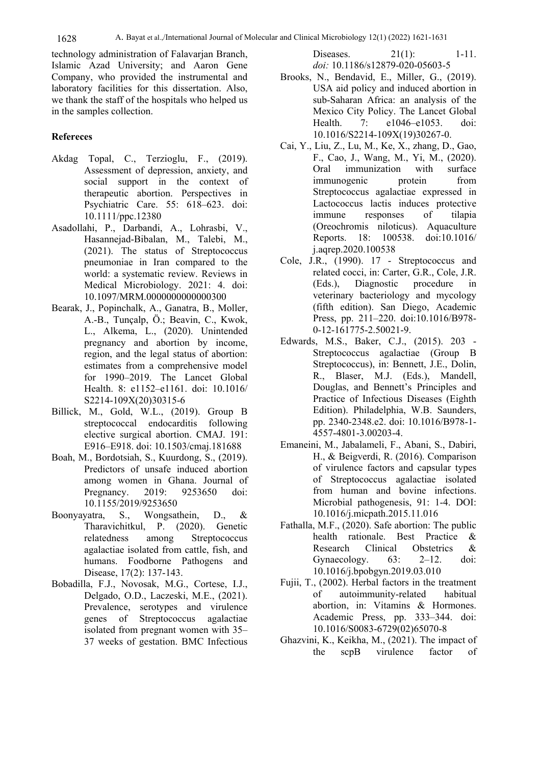technology administration of Falavarjan Branch, Islamic Azad University; and Aaron Gene Company, who provided the instrumental and laboratory facilities for this dissertation. Also, we thank the staff of the hospitals who helped us in the samples collection.

## Refereces

Akdag Topal, C., Terzioglu, F., (2019). Assessment of depression, anxiety, and social support in the context of therapeutic abortion. Perspectives in Psychiatric Care. 55: 618–623. doi: 10.1111/ppc.12380

Asadollahi, P., Darbandi, A., Lohrasbi, V., Hasannejad-Bibalan, M., Talebi, M., (2021). The status of Streptococcus pneumoniae in Iran compared to the world: a systematic review. Reviews in Medical Microbiology. 2021: 4. doi: 10.1097/MRM.0000000000000300

Bearak, J., Popinchalk, A., Ganatra, B., Moller, A.-B., Tunçalp, Ö.; Beavin, C., Kwok, L., Alkema, L., (2020). Unintended pregnancy and abortion by income, region, and the legal status of abortion: estimates from a comprehensive model for 1990–2019. The Lancet Global Health. 8: e1152–e1161. doi: 10.1016/S2214-109X(20)30315-6

Billick, M., Gold, W.L., (2019). Group B streptococcal endocarditis following elective surgical abortion. CMAJ. 191: E916–E918. doi: 10.1503/cmaj.181688

Boah, M., Bordotsiah, S., Kuurdong, S., (2019). Predictors of unsafe induced abortion among women in Ghana. Journal of Pregnancy. 2019: 9253650 doi: 10.1155/2019/9253650

Boonyayatra, S., Wongsathein, D., & Tharavichitkul, P. (2020). Genetic relatedness among Streptococcus agalactiae isolated from cattle, fish, and humans. Foodborne Pathogens and Disease, 17(2): 137-143.

Bobadilla, F.J., Novosak, M.G., Cortese, I.J., Delgado, O.D., Laczeski, M.E., (2021). Prevalence, serotypes and virulence genes of Streptococcus agalactiae isolated from pregnant women with 35–37 weeks of gestation. BMC Infectious Diseases. 21(1): 1-11. *doi:* 10.1186/s12879-020-05603-5

Brooks, N., Bendavid, E., Miller, G., (2019). USA aid policy and induced abortion in sub-Saharan Africa: an analysis of the Mexico City Policy. The Lancet Global Health. 7: e1046–e1053. doi: 10.1016/S2214-109X(19)30267-0.

Cai, Y., Liu, Z., Lu, M., Ke, X., zhang, D., Gao, F., Cao, J., Wang, M., Yi, M., (2020). Oral immunization with surface immunogenic protein from Streptococcus agalactiae expressed in Lactococcus lactis induces protective immune responses of tilapia (Oreochromis niloticus). Aquaculture Reports. 18: 100538. doi:10.1016/j.aqrep.2020.100538

Cole, J.R., (1990). 17 - Streptococcus and related cocci, in: Carter, G.R., Cole, J.R. (Eds.), Diagnostic procedure in veterinary bacteriology and mycology (fifth edition). San Diego, Academic Press, pp. 211–220. doi:10.1016/B978-0-12-161775-2.50021-9.

Edwards, M.S., Baker, C.J., (2015). 203 - Streptococcus agalactiae (Group B Streptococcus), in: Bennett, J.E., Dolin, R., Blaser, M.J. (Eds.), Mandell, Douglas, and Bennett's Principles and Practice of Infectious Diseases (Eighth Edition). Philadelphia, W.B. Saunders, pp. 2340-2348.e2. doi: 10.1016/B978-1-4557-4801-3.00203-4.

Emaneini, M., Jabalameli, F., Abani, S., Dabiri, H., & Beigverdi, R. (2016). Comparison of virulence factors and capsular types of Streptococcus agalactiae isolated from human and bovine infections. Microbial pathogenesis, 91: 1-4. DOI: 10.1016/j.micpath.2015.11.016

Fathalla, M.F., (2020). Safe abortion: The public health rationale. Best Practice & Research Clinical Obstetrics & Gynaecology. 63: 2–12. doi: 10.1016/j.bpobgyn.2019.03.010

Fujii, T., (2002). Herbal factors in the treatment of autoimmunity-related habitual abortion, in: Vitamins & Hormones. Academic Press, pp. 333–344. doi: 10.1016/S0083-6729(02)65070-8

Ghazvini, K., Keikha, M., (2021). The impact of the scpB virulence factor of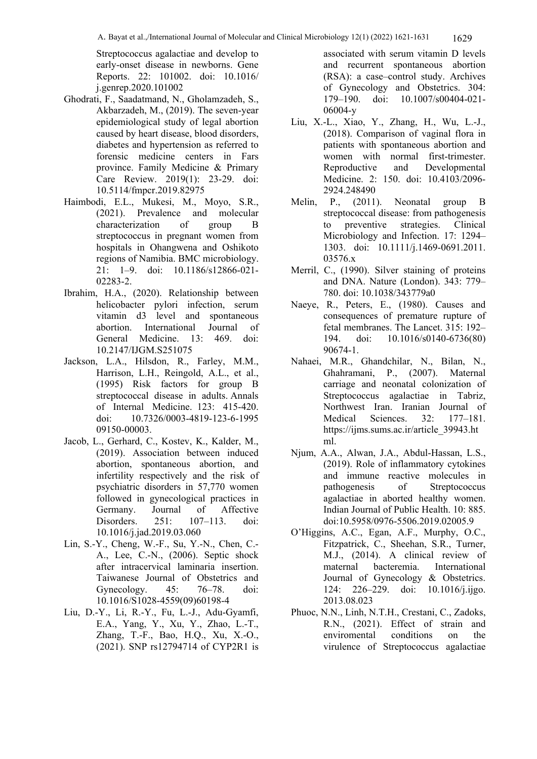Streptococcus agalactiae and develop to early-onset disease in newborns. Gene Reports. 22: 101002. doi: 10.1016/ j.genrep.2020.101002

Ghodrati, F., Saadatmand, N., Gholamzadeh, S., Akbarzadeh, M., (2019). The seven-year epidemiological study of legal abortion caused by heart disease, blood disorders, diabetes and hypertension as referred to forensic medicine centers in Fars province. Family Medicine & Primary Care Review. 2019(1): 23-29. doi: 10.5114/fmpcr.2019.82975

Haimbodi, E.L., Mukesi, M., Moyo, S.R., (2021). Prevalence and molecular characterization of group B streptococcus in pregnant women from hospitals in Ohangwena and Oshikoto regions of Namibia. BMC microbiology. 21: 1–9. doi: 10.1186/s12866-021-02283-2.

Ibrahim, H.A., (2020). Relationship between helicobacter pylori infection, serum vitamin d3 level and spontaneous abortion. International Journal of General Medicine. 13: 469. doi: 10.2147/IJGM.S251075

Jackson, L.A., Hilsdon, R., Farley, M.M., Harrison, L.H., Reingold, A.L., et al., (1995) Risk factors for group B streptococcal disease in adults. Annals of Internal Medicine. 123: 415-420. doi: 10.7326/0003-4819-123-6-1995 09150-00003.

Jacob, L., Gerhard, C., Kostev, K., Kalder, M., (2019). Association between induced abortion, spontaneous abortion, and infertility respectively and the risk of psychiatric disorders in 57,770 women followed in gynecological practices in Germany. Journal of Affective Disorders. 251: 107–113. doi: 10.1016/j.jad.2019.03.060

Lin, S.-Y., Cheng, W.-F., Su, Y.-N., Chen, C.-A., Lee, C.-N., (2006). Septic shock after intracervical laminaria insertion. Taiwanese Journal of Obstetrics and Gynecology. 45: 76–78. doi: 10.1016/S1028-4559(09)60198-4

Liu, D.-Y., Li, R.-Y., Fu, L.-J., Adu-Gyamfi, E.A., Yang, Y., Xu, Y., Zhao, L.-T., Zhang, T.-F., Bao, H.Q., Xu, X.-O., (2021). SNP rs12794714 of CYP2R1 is associated with serum vitamin D levels and recurrent spontaneous abortion (RSA): a case–control study. Archives of Gynecology and Obstetrics. 304: 179–190. doi: 10.1007/s00404-021-06004-y

Liu, X.-L., Xiao, Y., Zhang, H., Wu, L.-J., (2018). Comparison of vaginal flora in patients with spontaneous abortion and women with normal first-trimester. Reproductive and Developmental Medicine. 2: 150. doi: 10.4103/2096-2924.248490

Melin, P., (2011). Neonatal group B streptococcal disease: from pathogenesis to preventive strategies. Clinical Microbiology and Infection. 17: 1294–1303. doi: 10.1111/j.1469-0691.2011. 03576.x

Merril, C., (1990). Silver staining of proteins and DNA. Nature (London). 343: 779–780. doi: 10.1038/343779a0

Naeye, R., Peters, E., (1980). Causes and consequences of premature rupture of fetal membranes. The Lancet. 315: 192–194. doi: 10.1016/s0140-6736(80) 90674-1.

Nahaei, M.R., Ghandchilar, N., Bilan, N., Ghahramani, P., (2007). Maternal carriage and neonatal colonization of Streptococcus agalactiae in Tabriz, Northwest Iran. Iranian Journal of Medical Sciences. 32: 177–181. https://ijms.sums.ac.ir/article_39943.html.

Njum, A.A., Alwan, J.A., Abdul-Hassan, L.S., (2019). Role of inflammatory cytokines and immune reactive molecules in pathogenesis of Streptococcus agalactiae in aborted healthy women. Indian Journal of Public Health. 10: 885. doi:10.5958/0976-5506.2019.02005.9

O'Higgins, A.C., Egan, A.F., Murphy, O.C., Fitzpatrick, C., Sheehan, S.R., Turner, M.J., (2014). A clinical review of maternal bacteremia. International Journal of Gynecology & Obstetrics. 124: 226–229. doi: 10.1016/j.ijgo. 2013.08.023

Phuoc, N.N., Linh, N.T.H., Crestani, C., Zadoks, R.N., (2021). Effect of strain and enviromental conditions on the virulence of Streptococcus agalactiae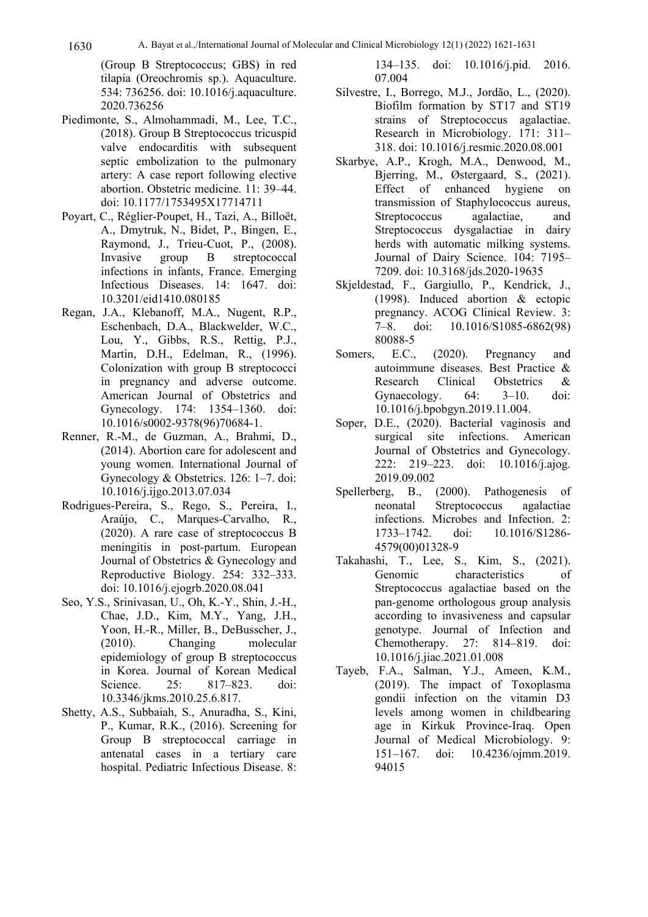(Group B Streptococcus; GBS) in red tilapia (Oreochromis sp.). Aquaculture. 534: 736256. doi: 10.1016/j.aquaculture. 2020.736256

Piedimonte, S., Almohammadi, M., Lee, T.C., (2018). Group B Streptococcus tricuspid valve endocarditis with subsequent septic embolization to the pulmonary artery: A case report following elective abortion. Obstetric medicine. 11: 39–44. doi: 10.1177/1753495X17714711

Poyart, C., Réglier-Poupet, H., Tazi, A., Billoët, A., Dmytruk, N., Bidet, P., Bingen, E., Raymond, J., Trieu-Cuot, P., (2008). Invasive group B streptococcal infections in infants, France. Emerging Infectious Diseases. 14: 1647. doi: 10.3201/eid1410.080185

Regan, J.A., Klebanoff, M.A., Nugent, R.P., Eschenbach, D.A., Blackwelder, W.C., Lou, Y., Gibbs, R.S., Rettig, P.J., Martin, D.H., Edelman, R., (1996). Colonization with group B streptococci in pregnancy and adverse outcome. American Journal of Obstetrics and Gynecology. 174: 1354–1360. doi: 10.1016/s0002-9378(96)70684-1.

Renner, R.-M., de Guzman, A., Brahmi, D., (2014). Abortion care for adolescent and young women. International Journal of Gynecology & Obstetrics. 126: 1–7. doi: 10.1016/j.ijgo.2013.07.034

Rodrigues-Pereira, S., Rego, S., Pereira, I., Araújo, C., Marques-Carvalho, R., (2020). A rare case of streptococcus B meningitis in post-partum. European Journal of Obstetrics & Gynecology and Reproductive Biology. 254: 332–333. doi: 10.1016/j.ejogrb.2020.08.041

Seo, Y.S., Srinivasan, U., Oh, K.-Y., Shin, J.-H., Chae, J.D., Kim, M.Y., Yang, J.H., Yoon, H.-R., Miller, B., DeBusscher, J., (2010). Changing molecular epidemiology of group B streptococcus in Korea. Journal of Korean Medical Science. 25: 817–823. doi: 10.3346/jkms.2010.25.6.817.

Shetty, A.S., Subbaiah, S., Anuradha, S., Kini, P., Kumar, R.K., (2016). Screening for Group B streptococcal carriage in antenatal cases in a tertiary care hospital. Pediatric Infectious Disease. 8: 134–135. doi: 10.1016/j.pid. 2016. 07.004

Silvestre, I., Borrego, M.J., Jordão, L., (2020). Biofilm formation by ST17 and ST19 strains of Streptococcus agalactiae. Research in Microbiology. 171: 311–318. doi: 10.1016/j.resmic.2020.08.001

Skarbye, A.P., Krogh, M.A., Denwood, M., Bjerring, M., Østergaard, S., (2021). Effect of enhanced hygiene on transmission of Staphylococcus aureus, Streptococcus agalactiae, and Streptococcus dysgalactiae in dairy herds with automatic milking systems. Journal of Dairy Science. 104: 7195–7209. doi: 10.3168/jds.2020-19635

Skjeldestad, F., Gargiullo, P., Kendrick, J., (1998). Induced abortion & ectopic pregnancy. ACOG Clinical Review. 3: 7–8. doi: 10.1016/S1085-6862(98) 80088-5

Somers, E.C., (2020). Pregnancy and autoimmune diseases. Best Practice & Research Clinical Obstetrics & Gynaecology. 64: 3–10. doi: 10.1016/j.bpobgyn.2019.11.004.

Soper, D.E., (2020). Bacterial vaginosis and surgical site infections. American Journal of Obstetrics and Gynecology. 222: 219–223. doi: 10.1016/j.ajog. 2019.09.002

Spellerberg, B., (2000). Pathogenesis of neonatal Streptococcus agalactiae infections. Microbes and Infection. 2: 1733–1742. doi: 10.1016/S1286-4579(00)01328-9

Takahashi, T., Lee, S., Kim, S., (2021). Genomic characteristics of Streptococcus agalactiae based on the pan-genome orthologous group analysis according to invasiveness and capsular genotype. Journal of Infection and Chemotherapy. 27: 814–819. doi: 10.1016/j.jiac.2021.01.008

Tayeb, F.A., Salman, Y.J., Ameen, K.M., (2019). The impact of Toxoplasma gondii infection on the vitamin D3 levels among women in childbearing age in Kirkuk Province-Iraq. Open Journal of Medical Microbiology. 9: 151–167. doi: 10.4236/ojmm.2019. 94015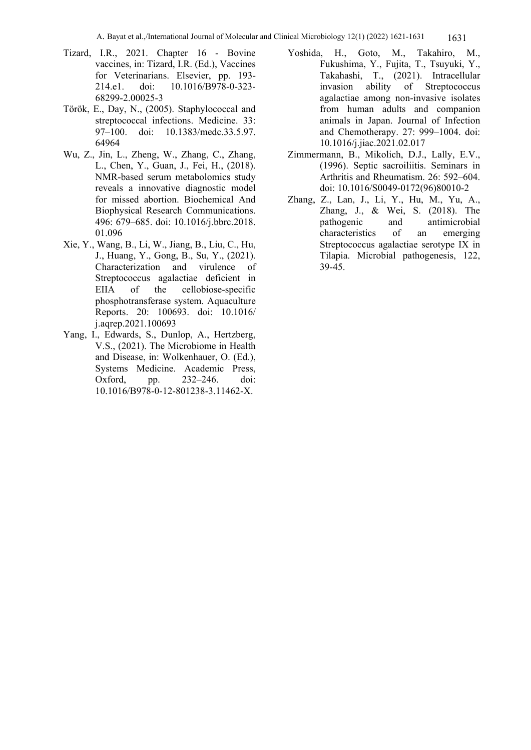Tizard, I.R., 2021. Chapter 16 - Bovine vaccines, in: Tizard, I.R. (Ed.), Vaccines for Veterinarians. Elsevier, pp. 193-214.e1. doi: 10.1016/B978-0-323-68299-2.00025-3

Török, E., Day, N., (2005). Staphylococcal and streptococcal infections. Medicine. 33: 97–100. doi: 10.1383/medc.33.5.97.64964

Wu, Z., Jin, L., Zheng, W., Zhang, C., Zhang, L., Chen, Y., Guan, J., Fei, H., (2018). NMR-based serum metabolomics study reveals a innovative diagnostic model for missed abortion. Biochemical And Biophysical Research Communications. 496: 679–685. doi: 10.1016/j.bbrc.2018.01.096

Xie, Y., Wang, B., Li, W., Jiang, B., Liu, C., Hu, J., Huang, Y., Gong, B., Su, Y., (2021). Characterization and virulence of Streptococcus agalactiae deficient in EIIA of the cellobiose-specific phosphotransferase system. Aquaculture Reports. 20: 100693. doi: 10.1016/j.aqrep.2021.100693

Yang, I., Edwards, S., Dunlop, A., Hertzberg, V.S., (2021). The Microbiome in Health and Disease, in: Wolkenhauer, O. (Ed.), Systems Medicine. Academic Press, Oxford, pp. 232–246. doi: 10.1016/B978-0-12-801238-3.11462-X.

Yoshida, H., Goto, M., Takahiro, M., Fukushima, Y., Fujita, T., Tsuyuki, Y., Takahashi, T., (2021). Intracellular invasion ability of Streptococcus agalactiae among non-invasive isolates from human adults and companion animals in Japan. Journal of Infection and Chemotherapy. 27: 999–1004. doi: 10.1016/j.jiac.2021.02.017

Zimmermann, B., Mikolich, D.J., Lally, E.V., (1996). Septic sacroiliitis. Seminars in Arthritis and Rheumatism. 26: 592–604. doi: 10.1016/S0049-0172(96)80010-2

Zhang, Z., Lan, J., Li, Y., Hu, M., Yu, A., Zhang, J., & Wei, S. (2018). The pathogenic and antimicrobial characteristics of an emerging Streptococcus agalactiae serotype IX in Tilapia. Microbial pathogenesis, 122, 39-45.